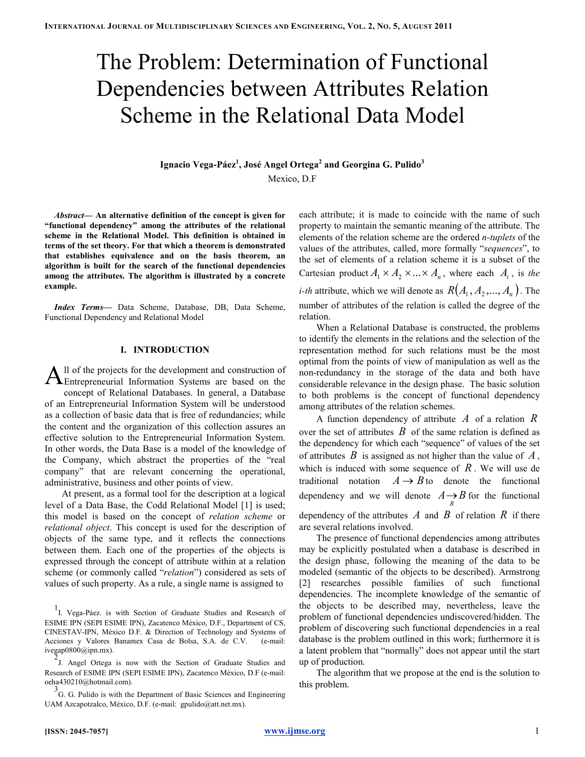# The Problem: Determination of Functional Dependencies between Attributes Relation Scheme in the Relational Data Model

**Ignacio Vega-Páez[1], José Angel Ortega[2] and Georgina G. Pulido[3]**

Mexico, D.F

***Abstract*— An alternative definition of the concept is given for "functional dependency" among the attributes of the relational scheme in the Relational Model. This definition is obtained in terms of the set theory. For that which a theorem is demonstrated that establishes equivalence and on the basis theorem, an algorithm is built for the search of the functional dependencies among the attributes. The algorithm is illustrated by a concrete example.**

***Index Terms*—** Data Scheme, Database, DB, Data Scheme, Functional Dependency and Relational Model

## I. INTRODUCTION

All of the projects for the development and construction of Entrepreneurial Information Systems are based on the concept of Relational Databases. In general, a Database of an Entrepreneurial Information System will be understood as a collection of basic data that is free of redundancies; while the content and the organization of this collection assures an effective solution to the Entrepreneurial Information System. In other words, the Data Base is a model of the knowledge of the Company, which abstract the properties of the "real company" that are relevant concerning the operational, administrative, business and other points of view.

At present, as a formal tool for the description at a logical level of a Data Base, the Codd Relational Model [1] is used; this model is based on the concept of *relation scheme* or *relational object*. This concept is used for the description of objects of the same type, and it reflects the connections between them. Each one of the properties of the objects is expressed through the concept of attribute within at a relation scheme (or commonly called "*relation*") considered as sets of values of such property. As a rule, a single name is assigned to each attribute; it is made to coincide with the name of such property to maintain the semantic meaning of the attribute. The elements of the relation scheme are the ordered *n-tuplets* of the values of the attributes, called, more formally "*sequences*", to the set of elements of a relation scheme it is a subset of the Cartesian product $A_1 \times A_2 \times \ldots \times A_n$, where each $A_i$, is *the i-th* attribute, which we will denote as $R(A_1, A_2, \ldots, A_n)$. The number of attributes of the relation is called the degree of the relation.

When a Relational Database is constructed, the problems to identify the elements in the relations and the selection of the representation method for such relations must be the most optimal from the points of view of manipulation as well as the non-redundancy in the storage of the data and both have considerable relevance in the design phase. The basic solution to both problems is the concept of functional dependency among attributes of the relation schemes.

A function dependency of attribute $A$ of a relation $R$ over the set of attributes $B$ of the same relation is defined as the dependency for which each "sequence" of values of the set of attributes $B$ is assigned as not higher than the value of $A$, which is induced with some sequence of $R$. We will use de traditional notation $A \rightarrow B$ to denote the functional dependency and we will denote $A \underset{R}{\rightarrow} B$ for the functional dependency of the attributes $A$ and $B$ of relation $R$ if there are several relations involved.

The presence of functional dependencies among attributes may be explicitly postulated when a database is described in the design phase, following the meaning of the data to be modeled (semantic of the objects to be described). Armstrong [2] researches possible families of such functional dependencies. The incomplete knowledge of the semantic of the objects to be described may, nevertheless, leave the problem of functional dependencies undiscovered/hidden. The problem of discovering such functional dependencies in a real database is the problem outlined in this work; furthermore it is a latent problem that "normally" does not appear until the start up of production.

The algorithm that we propose at the end is the solution to this problem.

---

[1] I. Vega-Páez. is with Section of Graduate Studies and Research of ESIME IPN (SEPI ESIME IPN), Zacatenco México, D.F., Department of CS, CINESTAV-IPN, México D.F. & Direction of Technology and Systems of Acciones y Valores Banamex Casa de Bolsa, S.A. de C.V. (e-mail: ivegap0800@ipn.mx).

[2] J. Angel Ortega is now with the Section of Graduate Studies and Research of ESIME IPN (SEPI ESIME IPN), Zacatenco México, D.F (e-mail: oeha430210@hotmail.com).

[3] G. G. Pulido is with the Department of Basic Sciences and Engineering UAM Azcapotzalco, México, D.F. (e-mail: gpulido@att.net.mx).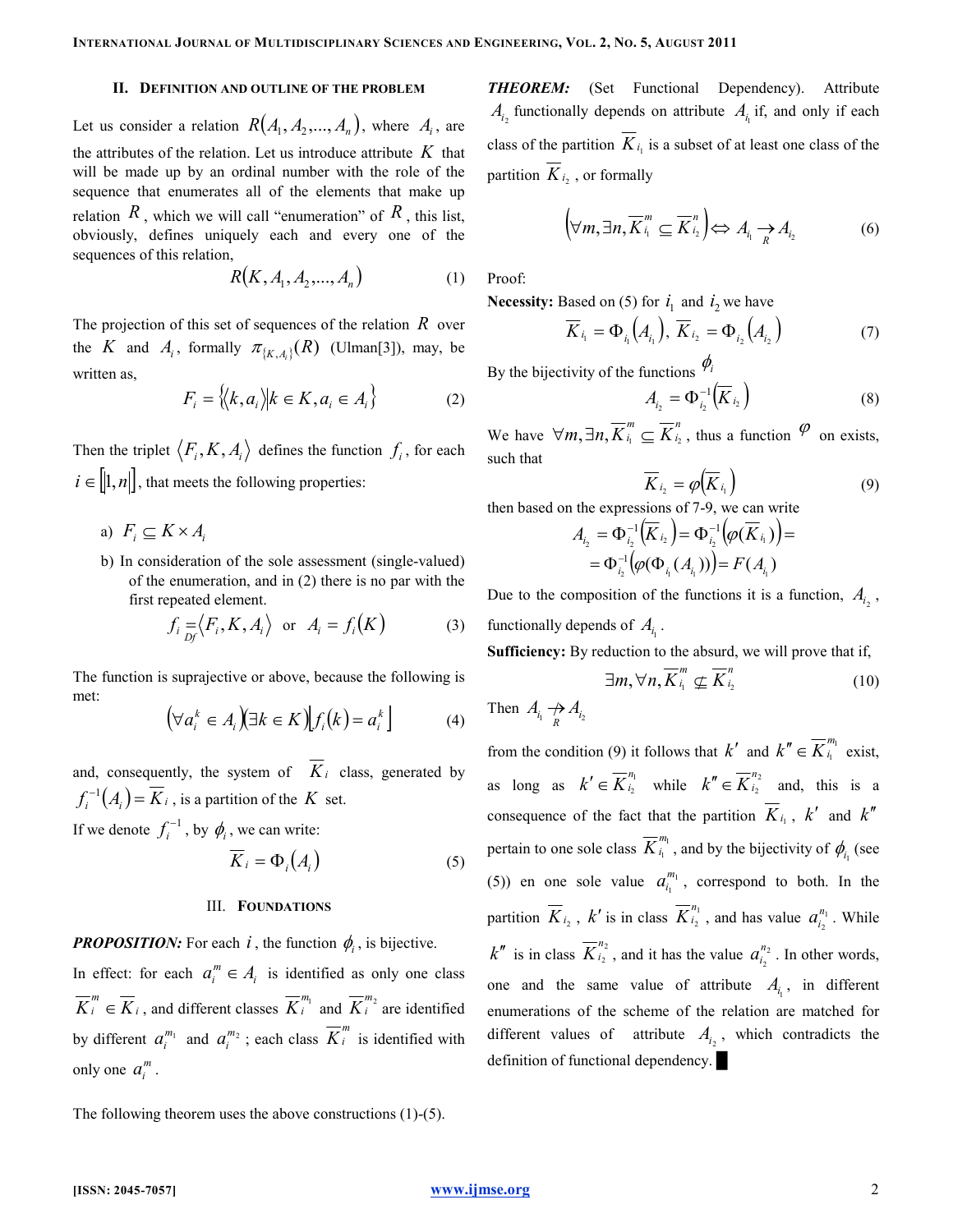## II. Definition and Outline of the Problem

Let us consider a relation $R(A_1, A_2, ..., A_n)$, where $A_i$, are the attributes of the relation. Let us introduce attribute $K$ that will be made up by an ordinal number with the role of the sequence that enumerates all of the elements that make up relation $R$, which we will call "enumeration" of $R$, this list, obviously, defines uniquely each and every one of the sequences of this relation,

$$R(K, A_1, A_2, ..., A_n) \tag{1}$$

The projection of this set of sequences of the relation $R$ over the $K$ and $A_i$, formally $\pi_{\{K,A_i\}}(R)$ (Ulman[3]), may, be written as,

$$F_i = \{\langle k, a_i \rangle | k \in K, a_i \in A_i\} \tag{2}$$

Then the triplet $\langle F_i, K, A_i \rangle$ defines the function $f_i$, for each $i \in [\![1, n]\!]$, that meets the following properties:

a) $F_i \subseteq K \times A_i$

b) In consideration of the sole assessment (single-valued) of the enumeration, and in (2) there is no par with the first repeated element.

$$f_i \underset{Df}{=} \langle F_i, K, A_i \rangle \quad \text{or} \quad A_i = f_i(K) \tag{3}$$

The function is suprajective or above, because the following is met:

$$(\forall a_i^k \in A_i)(\exists k \in K)\lfloor f_i(k) = a_i^k \rfloor \tag{4}$$

and, consequently, the system of $\overline{K}_i$ class, generated by $f_i^{-1}(A_i) = \overline{K}_i$, is a partition of the $K$ set.

If we denote $f_i^{-1}$, by $\phi_i$, we can write:

$$\overline{K}_i = \Phi_i(A_i) \tag{5}$$

## III. Foundations

***PROPOSITION:*** For each $i$, the function $\phi_i$, is bijective.

In effect: for each $a_i^m \in A_i$ is identified as only one class $\overline{K}_i^m \in \overline{K}_i$, and different classes $\overline{K}_i^{m_1}$ and $\overline{K}_i^{m_2}$ are identified by different $a_i^{m_1}$ and $a_i^{m_2}$; each class $\overline{K}_i^m$ is identified with only one $a_i^m$.

The following theorem uses the above constructions (1)-(5).

***THEOREM:*** (Set Functional Dependency). Attribute $A_{i_2}$ functionally depends on attribute $A_{i_1}$ if, and only if each class of the partition $\overline{K}_{i_1}$ is a subset of at least one class of the partition $\overline{K}_{i_2}$, or formally

$$\left(\forall m, \exists n, \overline{K}_{i_1}^m \subseteq \overline{K}_{i_2}^n\right) \Leftrightarrow A_{i_1} \underset{R}{\rightarrow} A_{i_2} \tag{6}$$

Proof:

**Necessity:** Based on (5) for $i_1$ and $i_2$ we have

$$\overline{K}_{i_1} = \Phi_{i_1}(A_{i_1}),\ \overline{K}_{i_2} = \Phi_{i_2}(A_{i_2}) \tag{7}$$

By the bijectivity of the functions $\phi_i$

$$A_{i_2} = \Phi_{i_2}^{-1}(\overline{K}_{i_2}) \tag{8}$$

We have $\forall m, \exists n, \overline{K}_{i_1}^m \subseteq \overline{K}_{i_2}^n$, thus a function $\varphi$ on exists, such that

$$\overline{K}_{i_2} = \varphi(\overline{K}_{i_1}) \tag{9}$$

then based on the expressions of 7-9, we can write

$$A_{i_2} = \Phi_{i_2}^{-1}(\overline{K}_{i_2}) = \Phi_{i_2}^{-1}(\varphi(\overline{K}_{i_1})) = \\ = \Phi_{i_2}^{-1}(\varphi(\Phi_{i_1}(A_{i_1}))) = F(A_{i_1})$$

Due to the composition of the functions it is a function, $A_{i_2}$, functionally depends of $A_{i_1}$.

**Sufficiency:** By reduction to the absurd, we will prove that if,

$$\exists m, \forall n, \overline{K}_{i_1}^m \not\subseteq \overline{K}_{i_2}^n \tag{10}$$

Then $A_{i_1} \underset{R}{\not\rightarrow} A_{i_2}$

from the condition (9) it follows that $k'$ and $k'' \in \overline{K}_{i_1}^{m_1}$ exist, as long as $k' \in \overline{K}_{i_2}^{n_1}$ while $k'' \in \overline{K}_{i_2}^{n_2}$ and, this is a consequence of the fact that the partition $\overline{K}_{i_1}$, $k'$ and $k''$ pertain to one sole class $\overline{K}_{i_1}^{m_1}$, and by the bijectivity of $\phi_{i_1}$ (see (5)) en one sole value $a_{i_1}^{m_1}$, correspond to both. In the partition $\overline{K}_{i_2}$, $k'$ is in class $\overline{K}_{i_2}^{n_1}$, and has value $a_{i_2}^{n_1}$. While $k''$ is in class $\overline{K}_{i_2}^{n_2}$, and it has the value $a_{i_2}^{n_2}$. In other words, one and the same value of attribute $A_{i_1}$, in different enumerations of the scheme of the relation are matched for different values of attribute $A_{i_2}$, which contradicts the definition of functional dependency. ■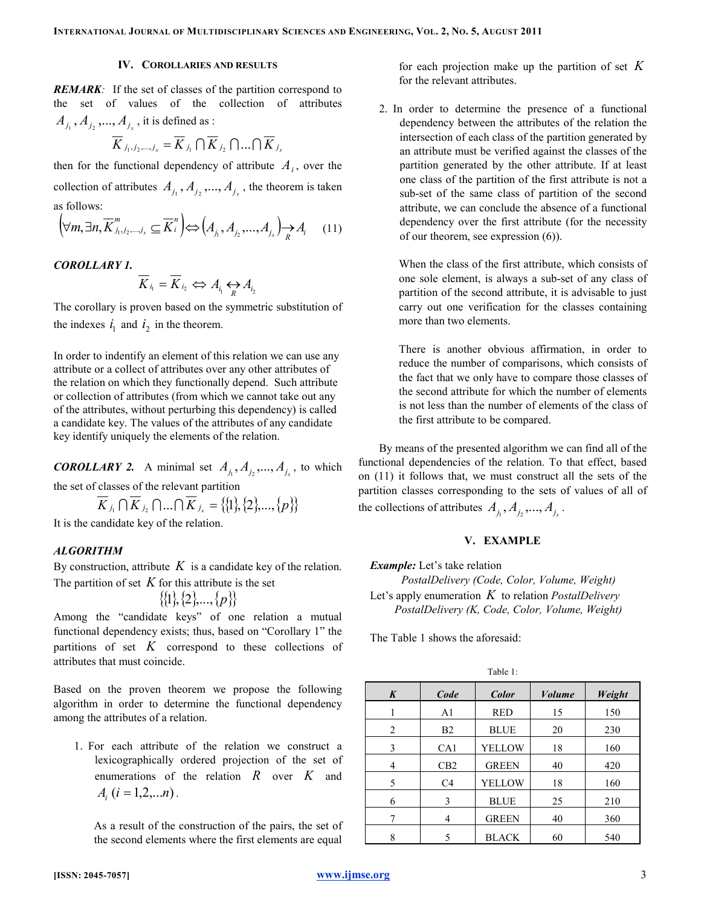## IV. COROLLARIES AND RESULTS

***REMARK:*** If the set of classes of the partition correspond to the set of values of the collection of attributes $A_{j_1}, A_{j_2}, ..., A_{j_x}$, it is defined as :

$$\overline{K}_{j_1, j_2, ..., j_x} = \overline{K}_{j_1} \cap \overline{K}_{j_2} \cap ... \cap \overline{K}_{j_x}$$

then for the functional dependency of attribute $A_i$, over the collection of attributes $A_{j_1}, A_{j_2}, ..., A_{j_x}$, the theorem is taken as follows:

$$\left(\forall m, \exists n, \overline{K}^{m}_{j_1, j_2, ..., j_x} \subseteq \overline{K}^{n}_{i}\right) \Leftrightarrow \left(A_{j_1}, A_{j_2}, ..., A_{j_x}\right) \underset{R}{\rightarrow} A_i \qquad (11)$$

***COROLLARY 1.***

$$\overline{K}_{i_1} = \overline{K}_{i_2} \Leftrightarrow A_{i_1} \underset{R}{\leftrightarrow} A_{i_2}$$

The corollary is proven based on the symmetric substitution of the indexes $i_1$ and $i_2$ in the theorem.

In order to indentify an element of this relation we can use any attribute or a collect of attributes over any other attributes of the relation on which they functionally depend. Such attribute or collection of attributes (from which we cannot take out any of the attributes, without perturbing this dependency) is called a candidate key. The values of the attributes of any candidate key identify uniquely the elements of the relation.

***COROLLARY 2.*** A minimal set $A_{j_1}, A_{j_2}, ..., A_{j_x}$, to which the set of classes of the relevant partition

$$\overline{K}_{j_1} \cap \overline{K}_{j_2} \cap ... \cap \overline{K}_{j_x} = \{\{1\}, \{2\}, ..., \{p\}\}$$

It is the candidate key of the relation.

***ALGORITHM***

By construction, attribute $K$ is a candidate key of the relation. The partition of set $K$ for this attribute is the set

$$\{\{1\}, \{2\}, ..., \{p\}\}$$

Among the "candidate keys" of one relation a mutual functional dependency exists; thus, based on "Corollary 1" the partitions of set $K$ correspond to these collections of attributes that must coincide.

Based on the proven theorem we propose the following algorithm in order to determine the functional dependency among the attributes of a relation.

1. For each attribute of the relation we construct a lexicographically ordered projection of the set of enumerations of the relation $R$ over $K$ and $A_i \; (i = 1, 2, ... n)$.

   As a result of the construction of the pairs, the set of the second elements where the first elements are equal for each projection make up the partition of set $K$ for the relevant attributes.

2. In order to determine the presence of a functional dependency between the attributes of the relation the intersection of each class of the partition generated by an attribute must be verified against the classes of the partition generated by the other attribute. If at least one class of the partition of the first attribute is not a sub-set of the same class of partition of the second attribute, we can conclude the absence of a functional dependency over the first attribute (for the necessity of our theorem, see expression (6)).

   When the class of the first attribute, which consists of one sole element, is always a sub-set of any class of partition of the second attribute, it is advisable to just carry out one verification for the classes containing more than two elements.

   There is another obvious affirmation, in order to reduce the number of comparisons, which consists of the fact that we only have to compare those classes of the second attribute for which the number of elements is not less than the number of elements of the class of the first attribute to be compared.

By means of the presented algorithm we can find all of the functional dependencies of the relation. To that effect, based on (11) it follows that, we must construct all the sets of the partition classes corresponding to the sets of values of all of the collections of attributes $A_{j_1}, A_{j_2}, ..., A_{j_x}$.

## V. EXAMPLE

***Example:*** Let's take relation

*PostalDelivery (Code, Color, Volume, Weight)*

Let's apply enumeration $K$ to relation *PostalDelivery*

*PostalDelivery (K, Code, Color, Volume, Weight)*

The Table 1 shows the aforesaid:

Table 1:

| *K* | *Code* | *Color* | *Volume* | *Weight* |
|---|---|---|---|---|
| 1 | A1 | RED | 15 | 150 |
| 2 | B2 | BLUE | 20 | 230 |
| 3 | CA1 | YELLOW | 18 | 160 |
| 4 | CB2 | GREEN | 40 | 420 |
| 5 | C4 | YELLOW | 18 | 160 |
| 6 | 3 | BLUE | 25 | 210 |
| 7 | 4 | GREEN | 40 | 360 |
| 8 | 5 | BLACK | 60 | 540 |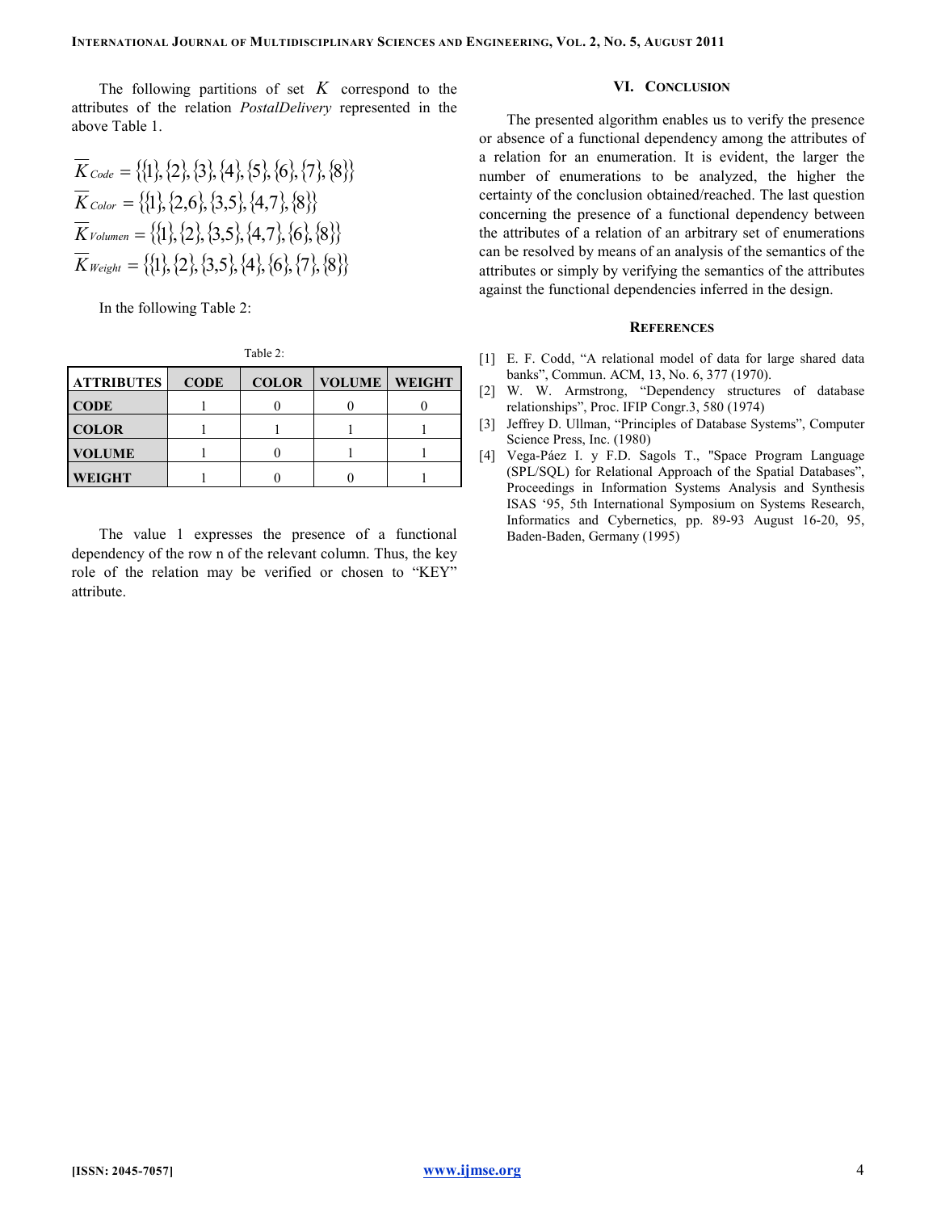The following partitions of set $K$ correspond to the attributes of the relation *PostalDelivery* represented in the above Table 1.

$$\overline{K}_{Code} = \{\{1\},\{2\},\{3\},\{4\},\{5\},\{6\},\{7\},\{8\}\}$$
$$\overline{K}_{Color} = \{\{1\},\{2,6\},\{3,5\},\{4,7\},\{8\}\}$$
$$\overline{K}_{Volumen} = \{\{1\},\{2\},\{3,5\},\{4,7\},\{6\},\{8\}\}$$
$$\overline{K}_{Weight} = \{\{1\},\{2\},\{3,5\},\{4\},\{6\},\{7\},\{8\}\}$$

In the following Table 2:

Table 2:

| ATTRIBUTES | CODE | COLOR | VOLUME | WEIGHT |
|---|---|---|---|---|
| **CODE** | 1 | 0 | 0 | 0 |
| **COLOR** | 1 | 1 | 1 | 1 |
| **VOLUME** | 1 | 0 | 1 | 1 |
| **WEIGHT** | 1 | 0 | 0 | 1 |

The value 1 expresses the presence of a functional dependency of the row n of the relevant column. Thus, the key role of the relation may be verified or chosen to "KEY" attribute.

## VI. Conclusion

The presented algorithm enables us to verify the presence or absence of a functional dependency among the attributes of a relation for an enumeration. It is evident, the larger the number of enumerations to be analyzed, the higher the certainty of the conclusion obtained/reached. The last question concerning the presence of a functional dependency between the attributes of a relation of an arbitrary set of enumerations can be resolved by means of an analysis of the semantics of the attributes or simply by verifying the semantics of the attributes against the functional dependencies inferred in the design.

## References

[1] E. F. Codd, "A relational model of data for large shared data banks", Commun. ACM, 13, No. 6, 377 (1970).

[2] W. W. Armstrong, "Dependency structures of database relationships", Proc. IFIP Congr.3, 580 (1974)

[3] Jeffrey D. Ullman, "Principles of Database Systems", Computer Science Press, Inc. (1980)

[4] Vega-Páez I. y F.D. Sagols T., "Space Program Language (SPL/SQL) for Relational Approach of the Spatial Databases", Proceedings in Information Systems Analysis and Synthesis ISAS '95, 5th International Symposium on Systems Research, Informatics and Cybernetics, pp. 89-93 August 16-20, 95, Baden-Baden, Germany (1995)